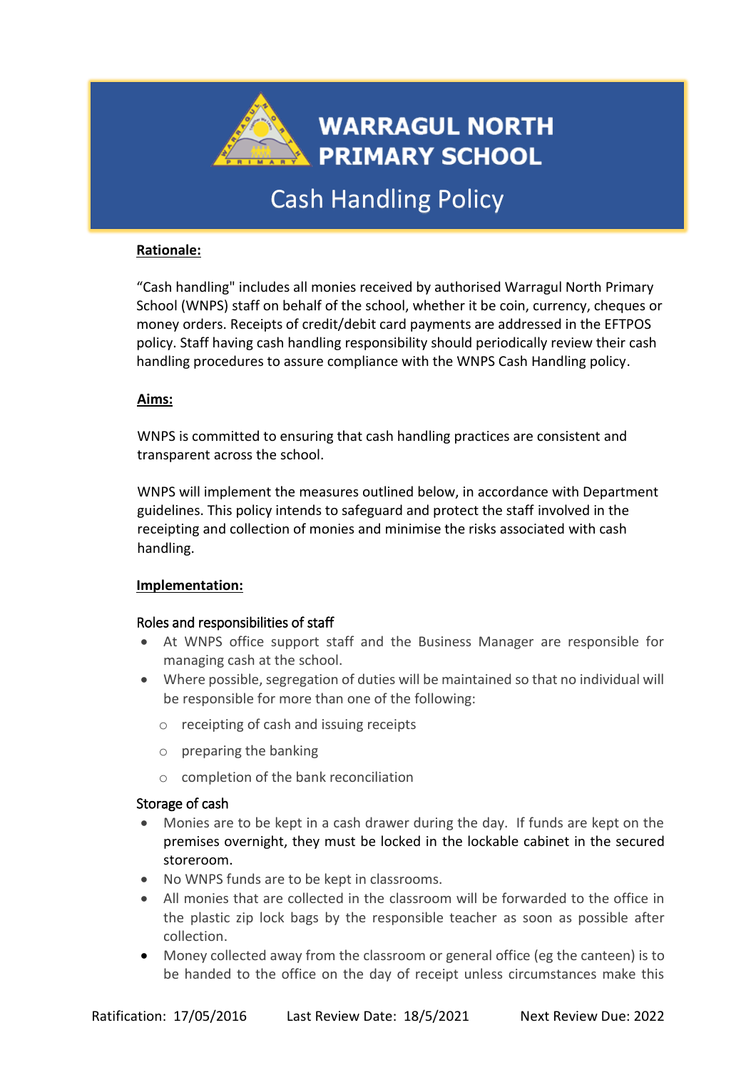# WARRAGUL NORTH PRIMARY SCHOOL

## Cash Handling Policy

**Rationale:**

"Cash handling" includes all monies received by authorised Warragul North Primary School (WNPS) staff on behalf of the school, whether it be coin, currency, cheques or money orders. Receipts of credit/debit card payments are addressed in the EFTPOS policy. Staff having cash handling responsibility should periodically review their cash handling procedures to assure compliance with the WNPS Cash Handling policy.

**Aims:**

WNPS is committed to ensuring that cash handling practices are consistent and transparent across the school.

WNPS will implement the measures outlined below, in accordance with Department guidelines. This policy intends to safeguard and protect the staff involved in the receipting and collection of monies and minimise the risks associated with cash handling.

**Implementation:**

Roles and responsibilities of staff

- At WNPS office support staff and the Business Manager are responsible for managing cash at the school.
- Where possible, segregation of duties will be maintained so that no individual will be responsible for more than one of the following:
  - receipting of cash and issuing receipts
  - preparing the banking
  - completion of the bank reconciliation

Storage of cash

- Monies are to be kept in a cash drawer during the day. If funds are kept on the premises overnight, they must be locked in the lockable cabinet in the secured storeroom.
- No WNPS funds are to be kept in classrooms.
- All monies that are collected in the classroom will be forwarded to the office in the plastic zip lock bags by the responsible teacher as soon as possible after collection.
- Money collected away from the classroom or general office (eg the canteen) is to be handed to the office on the day of receipt unless circumstances make this

Ratification: 17/05/2016 Last Review Date: 18/5/2021 Next Review Due: 2022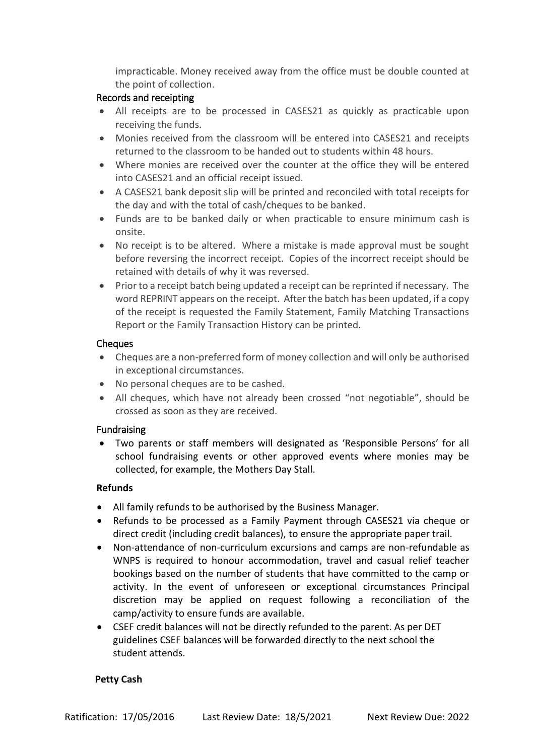impracticable. Money received away from the office must be double counted at the point of collection.

### Records and receipting

- All receipts are to be processed in CASES21 as quickly as practicable upon receiving the funds.
- Monies received from the classroom will be entered into CASES21 and receipts returned to the classroom to be handed out to students within 48 hours.
- Where monies are received over the counter at the office they will be entered into CASES21 and an official receipt issued.
- A CASES21 bank deposit slip will be printed and reconciled with total receipts for the day and with the total of cash/cheques to be banked.
- Funds are to be banked daily or when practicable to ensure minimum cash is onsite.
- No receipt is to be altered. Where a mistake is made approval must be sought before reversing the incorrect receipt. Copies of the incorrect receipt should be retained with details of why it was reversed.
- Prior to a receipt batch being updated a receipt can be reprinted if necessary. The word REPRINT appears on the receipt. After the batch has been updated, if a copy of the receipt is requested the Family Statement, Family Matching Transactions Report or the Family Transaction History can be printed.

### Cheques

- Cheques are a non-preferred form of money collection and will only be authorised in exceptional circumstances.
- No personal cheques are to be cashed.
- All cheques, which have not already been crossed "not negotiable", should be crossed as soon as they are received.

### Fundraising

- Two parents or staff members will designated as 'Responsible Persons' for all school fundraising events or other approved events where monies may be collected, for example, the Mothers Day Stall.

### Refunds

- All family refunds to be authorised by the Business Manager.
- Refunds to be processed as a Family Payment through CASES21 via cheque or direct credit (including credit balances), to ensure the appropriate paper trail.
- Non-attendance of non-curriculum excursions and camps are non-refundable as WNPS is required to honour accommodation, travel and casual relief teacher bookings based on the number of students that have committed to the camp or activity. In the event of unforeseen or exceptional circumstances Principal discretion may be applied on request following a reconciliation of the camp/activity to ensure funds are available.
- CSEF credit balances will not be directly refunded to the parent. As per DET guidelines CSEF balances will be forwarded directly to the next school the student attends.

### Petty Cash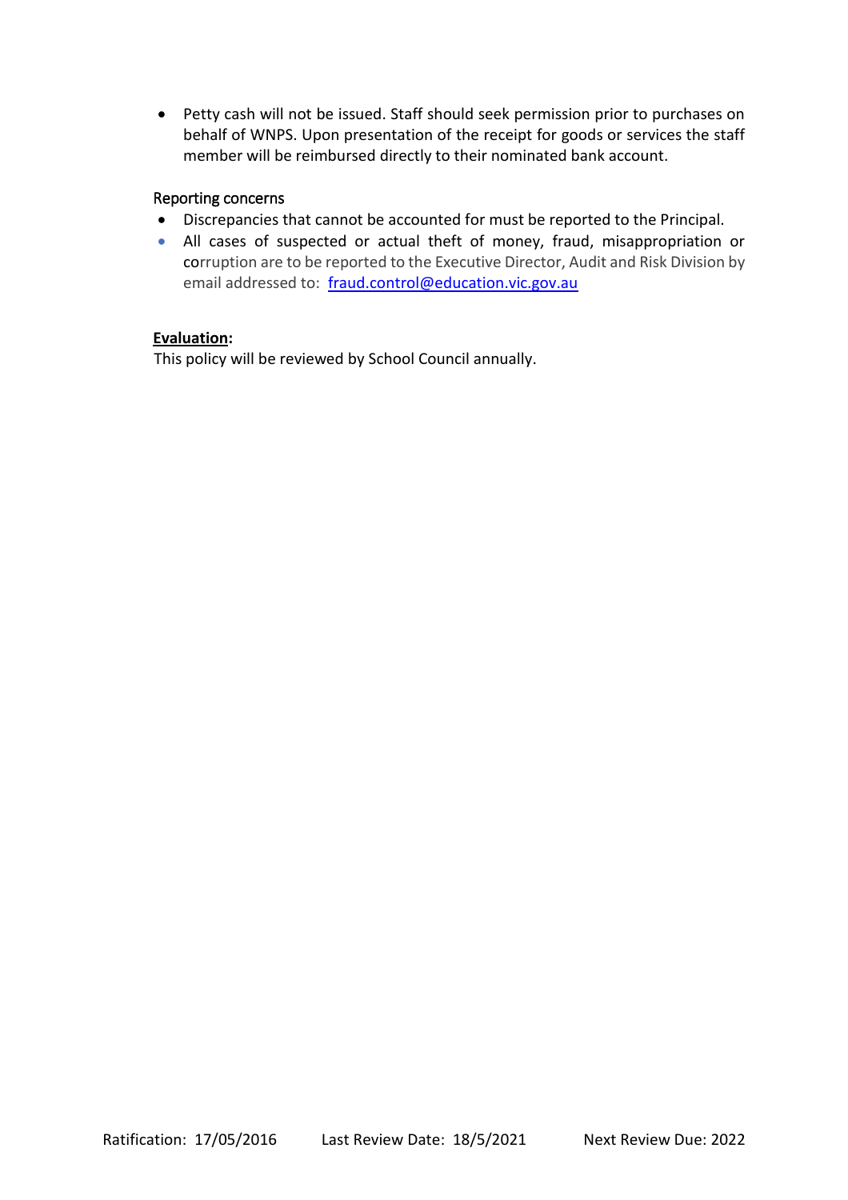- Petty cash will not be issued. Staff should seek permission prior to purchases on behalf of WNPS. Upon presentation of the receipt for goods or services the staff member will be reimbursed directly to their nominated bank account.

Reporting concerns

- Discrepancies that cannot be accounted for must be reported to the Principal.
- All cases of suspected or actual theft of money, fraud, misappropriation or corruption are to be reported to the Executive Director, Audit and Risk Division by email addressed to: [fraud.control@education.vic.gov.au](mailto:fraud.control@education.vic.gov.au)

**Evaluation:**

This policy will be reviewed by School Council annually.

Ratification: 17/05/2016 Last Review Date: 18/5/2021 Next Review Due: 2022